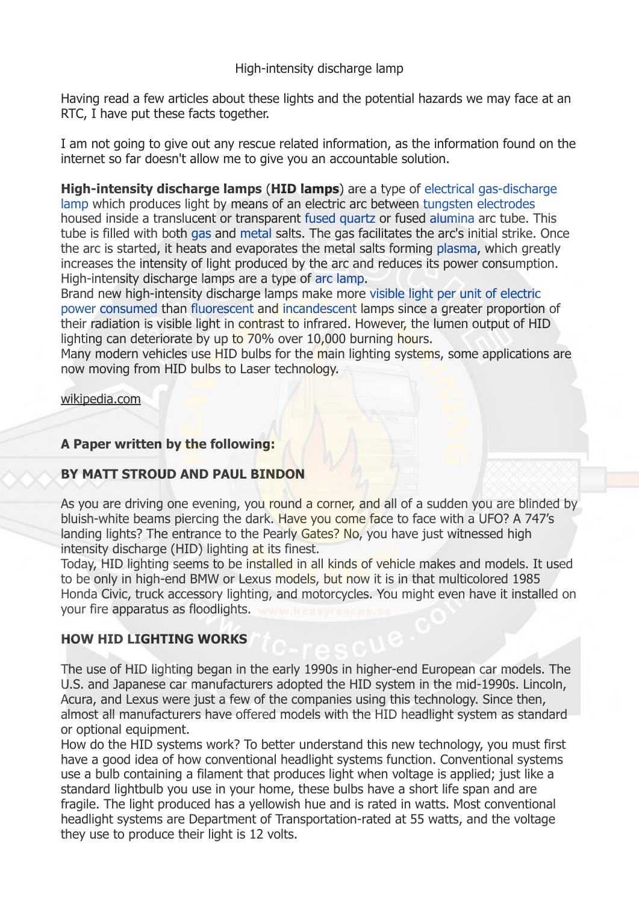# High-intensity discharge lamp

Having read a few articles about these lights and the potential hazards we may face at an RTC, I have put these facts together.

I am not going to give out any rescue related information, as the information found on the internet so far doesn't allow me to give you an accountable solution.

**High-intensity discharge lamps** (**HID lamps**) are a type of electrical gas-discharge lamp which produces light by means of an electric arc between tungsten electrodes housed inside a translucent or transparent fused quartz or fused alumina arc tube. This tube is filled with both gas and metal salts. The gas facilitates the arc's initial strike. Once the arc is started, it heats and evaporates the metal salts forming plasma, which greatly increases the intensity of light produced by the arc and reduces its power consumption. High-intensity discharge lamps are a type of arc lamp.
Brand new high-intensity discharge lamps make more visible light per unit of electric power consumed than fluorescent and incandescent lamps since a greater proportion of their radiation is visible light in contrast to infrared. However, the lumen output of HID lighting can deteriorate by up to 70% over 10,000 burning hours.
Many modern vehicles use HID bulbs for the main lighting systems, some applications are now moving from HID bulbs to Laser technology.

wikipedia.com

**A Paper written by the following:**

**BY MATT STROUD AND PAUL BINDON**

As you are driving one evening, you round a corner, and all of a sudden you are blinded by bluish-white beams piercing the dark. Have you come face to face with a UFO? A 747's landing lights? The entrance to the Pearly Gates? No, you have just witnessed high intensity discharge (HID) lighting at its finest.
Today, HID lighting seems to be installed in all kinds of vehicle makes and models. It used to be only in high-end BMW or Lexus models, but now it is in that multicolored 1985 Honda Civic, truck accessory lighting, and motorcycles. You might even have it installed on your fire apparatus as floodlights.

## HOW HID LIGHTING WORKS

The use of HID lighting began in the early 1990s in higher-end European car models. The U.S. and Japanese car manufacturers adopted the HID system in the mid-1990s. Lincoln, Acura, and Lexus were just a few of the companies using this technology. Since then, almost all manufacturers have offered models with the HID headlight system as standard or optional equipment.
How do the HID systems work? To better understand this new technology, you must first have a good idea of how conventional headlight systems function. Conventional systems use a bulb containing a filament that produces light when voltage is applied; just like a standard lightbulb you use in your home, these bulbs have a short life span and are fragile. The light produced has a yellowish hue and is rated in watts. Most conventional headlight systems are Department of Transportation-rated at 55 watts, and the voltage they use to produce their light is 12 volts.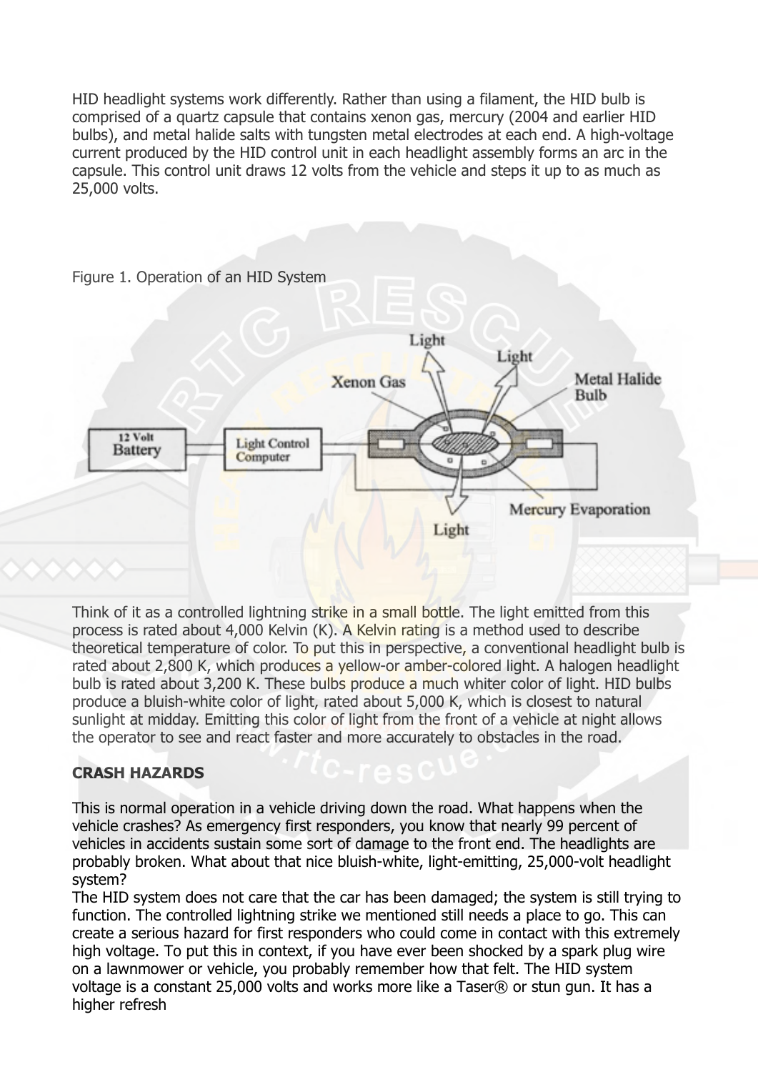HID headlight systems work differently. Rather than using a filament, the HID bulb is comprised of a quartz capsule that contains xenon gas, mercury (2004 and earlier HID bulbs), and metal halide salts with tungsten metal electrodes at each end. A high-voltage current produced by the HID control unit in each headlight assembly forms an arc in the capsule. This control unit draws 12 volts from the vehicle and steps it up to as much as 25,000 volts.

Figure 1. Operation of an HID System

Think of it as a controlled lightning strike in a small bottle. The light emitted from this process is rated about 4,000 Kelvin (K). A Kelvin rating is a method used to describe theoretical temperature of color. To put this in perspective, a conventional headlight bulb is rated about 2,800 K, which produces a yellow-or amber-colored light. A halogen headlight bulb is rated about 3,200 K. These bulbs produce a much whiter color of light. HID bulbs produce a bluish-white color of light, rated about 5,000 K, which is closest to natural sunlight at midday. Emitting this color of light from the front of a vehicle at night allows the operator to see and react faster and more accurately to obstacles in the road.

**CRASH HAZARDS**

This is normal operation in a vehicle driving down the road. What happens when the vehicle crashes? As emergency first responders, you know that nearly 99 percent of vehicles in accidents sustain some sort of damage to the front end. The headlights are probably broken. What about that nice bluish-white, light-emitting, 25,000-volt headlight system?

The HID system does not care that the car has been damaged; the system is still trying to function. The controlled lightning strike we mentioned still needs a place to go. This can create a serious hazard for first responders who could come in contact with this extremely high voltage. To put this in context, if you have ever been shocked by a spark plug wire on a lawnmower or vehicle, you probably remember how that felt. The HID system voltage is a constant 25,000 volts and works more like a Taser® or stun gun. It has a higher refresh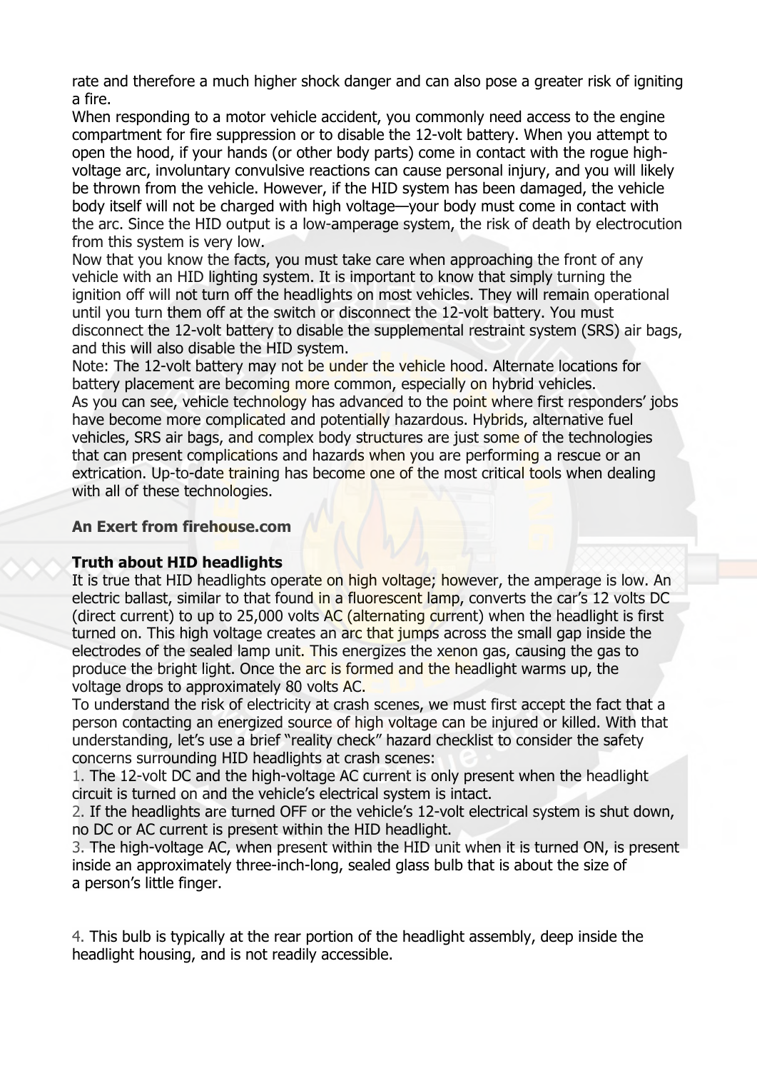rate and therefore a much higher shock danger and can also pose a greater risk of igniting a fire.

When responding to a motor vehicle accident, you commonly need access to the engine compartment for fire suppression or to disable the 12-volt battery. When you attempt to open the hood, if your hands (or other body parts) come in contact with the rogue high-voltage arc, involuntary convulsive reactions can cause personal injury, and you will likely be thrown from the vehicle. However, if the HID system has been damaged, the vehicle body itself will not be charged with high voltage—your body must come in contact with the arc. Since the HID output is a low-amperage system, the risk of death by electrocution from this system is very low.

Now that you know the facts, you must take care when approaching the front of any vehicle with an HID lighting system. It is important to know that simply turning the ignition off will not turn off the headlights on most vehicles. They will remain operational until you turn them off at the switch or disconnect the 12-volt battery. You must disconnect the 12-volt battery to disable the supplemental restraint system (SRS) air bags, and this will also disable the HID system.

Note: The 12-volt battery may not be under the vehicle hood. Alternate locations for battery placement are becoming more common, especially on hybrid vehicles.

As you can see, vehicle technology has advanced to the point where first responders' jobs have become more complicated and potentially hazardous. Hybrids, alternative fuel vehicles, SRS air bags, and complex body structures are just some of the technologies that can present complications and hazards when you are performing a rescue or an extrication. Up-to-date training has become one of the most critical tools when dealing with all of these technologies.

**An Exert from firehouse.com**

**Truth about HID headlights**

It is true that HID headlights operate on high voltage; however, the amperage is low. An electric ballast, similar to that found in a fluorescent lamp, converts the car's 12 volts DC (direct current) to up to 25,000 volts AC (alternating current) when the headlight is first turned on. This high voltage creates an arc that jumps across the small gap inside the electrodes of the sealed lamp unit. This energizes the xenon gas, causing the gas to produce the bright light. Once the arc is formed and the headlight warms up, the voltage drops to approximately 80 volts AC.

To understand the risk of electricity at crash scenes, we must first accept the fact that a person contacting an energized source of high voltage can be injured or killed. With that understanding, let's use a brief "reality check" hazard checklist to consider the safety concerns surrounding HID headlights at crash scenes:

1. The 12-volt DC and the high-voltage AC current is only present when the headlight circuit is turned on and the vehicle's electrical system is intact.
2. If the headlights are turned OFF or the vehicle's 12-volt electrical system is shut down, no DC or AC current is present within the HID headlight.
3. The high-voltage AC, when present within the HID unit when it is turned ON, is present inside an approximately three-inch-long, sealed glass bulb that is about the size of a person's little finger.
4. This bulb is typically at the rear portion of the headlight assembly, deep inside the headlight housing, and is not readily accessible.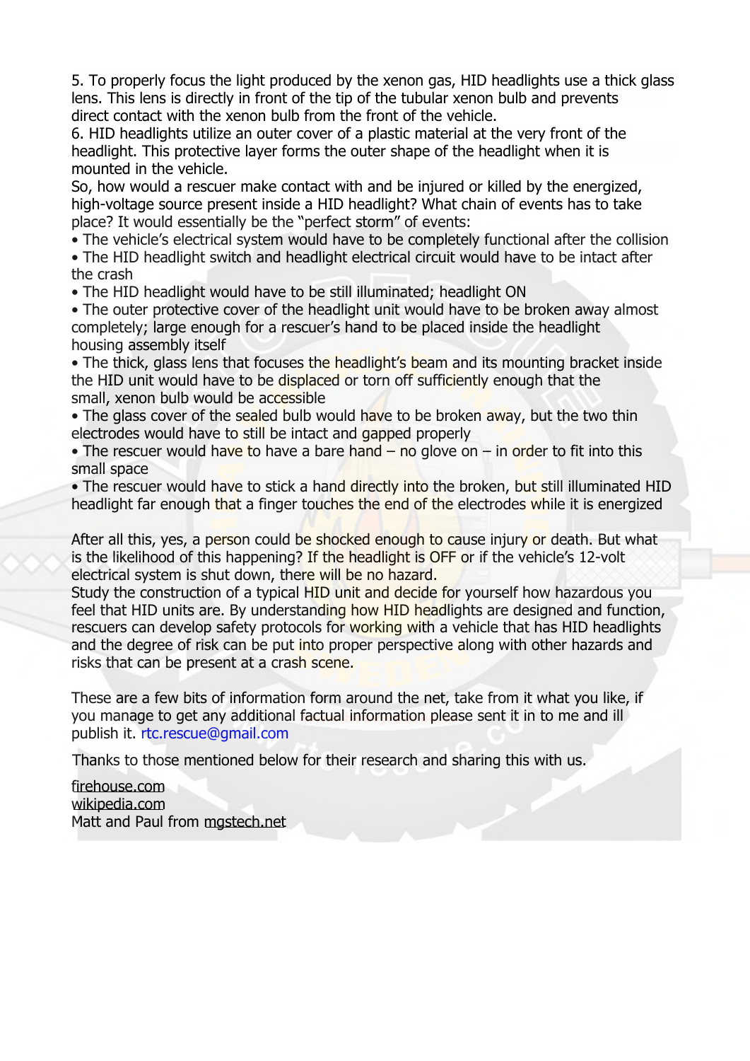5. To properly focus the light produced by the xenon gas, HID headlights use a thick glass lens. This lens is directly in front of the tip of the tubular xenon bulb and prevents direct contact with the xenon bulb from the front of the vehicle.
6. HID headlights utilize an outer cover of a plastic material at the very front of the headlight. This protective layer forms the outer shape of the headlight when it is mounted in the vehicle.

So, how would a rescuer make contact with and be injured or killed by the energized, high-voltage source present inside a HID headlight? What chain of events has to take place? It would essentially be the "perfect storm" of events:

- The vehicle's electrical system would have to be completely functional after the collision
- The HID headlight switch and headlight electrical circuit would have to be intact after the crash
- The HID headlight would have to be still illuminated; headlight ON
- The outer protective cover of the headlight unit would have to be broken away almost completely; large enough for a rescuer's hand to be placed inside the headlight housing assembly itself
- The thick, glass lens that focuses the headlight's beam and its mounting bracket inside the HID unit would have to be displaced or torn off sufficiently enough that the small, xenon bulb would be accessible
- The glass cover of the sealed bulb would have to be broken away, but the two thin electrodes would have to still be intact and gapped properly
- The rescuer would have to have a bare hand – no glove on – in order to fit into this small space
- The rescuer would have to stick a hand directly into the broken, but still illuminated HID headlight far enough that a finger touches the end of the electrodes while it is energized

After all this, yes, a person could be shocked enough to cause injury or death. But what is the likelihood of this happening? If the headlight is OFF or if the vehicle's 12-volt electrical system is shut down, there will be no hazard.

Study the construction of a typical HID unit and decide for yourself how hazardous you feel that HID units are. By understanding how HID headlights are designed and function, rescuers can develop safety protocols for working with a vehicle that has HID headlights and the degree of risk can be put into proper perspective along with other hazards and risks that can be present at a crash scene.

These are a few bits of information form around the net, take from it what you like, if you manage to get any additional factual information please sent it in to me and ill publish it. rtc.rescue@gmail.com

Thanks to those mentioned below for their research and sharing this with us.

firehouse.com
wikipedia.com
Matt and Paul from mgstech.net